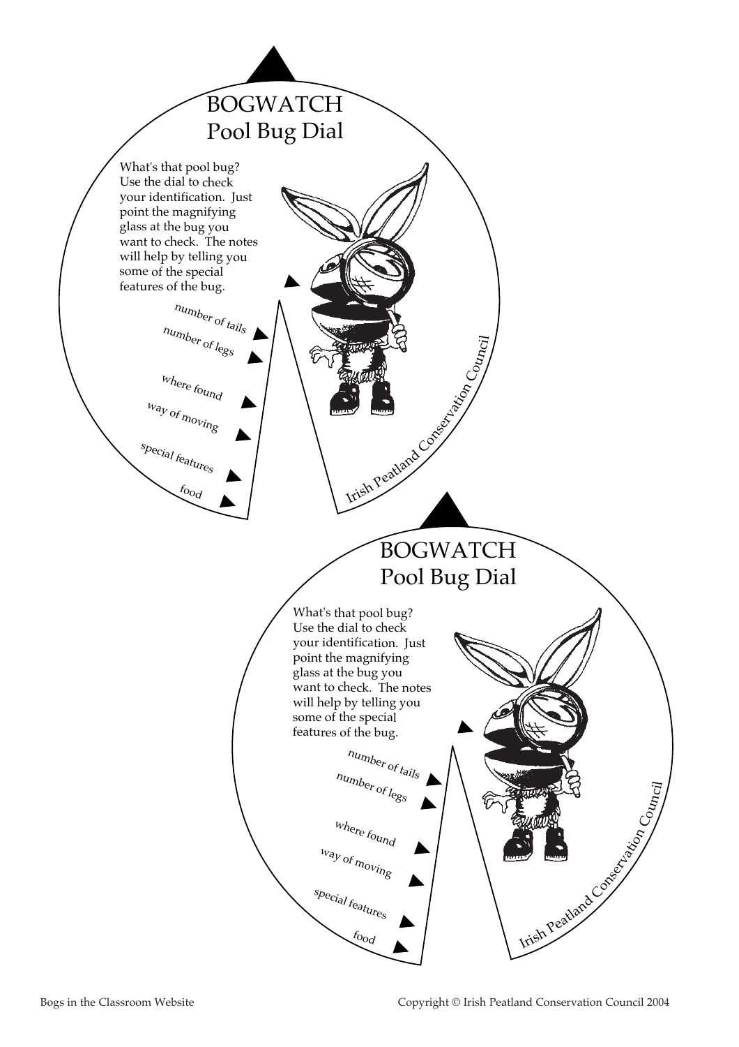# BOGWATCH
## Pool Bug Dial

What's that pool bug? Use the dial to check your identification. Just point the magnifying glass at the bug you want to check. The notes will help by telling you some of the special features of the bug.

- number of tails
- number of legs
- where found
- way of moving
- special features
- food

Irish Peatland Conservation Council

# BOGWATCH
## Pool Bug Dial

What's that pool bug? Use the dial to check your identification. Just point the magnifying glass at the bug you want to check. The notes will help by telling you some of the special features of the bug.

- number of tails
- number of legs
- where found
- way of moving
- special features
- food

Irish Peatland Conservation Council

Bogs in the Classroom Website

Copyright © Irish Peatland Conservation Council 2004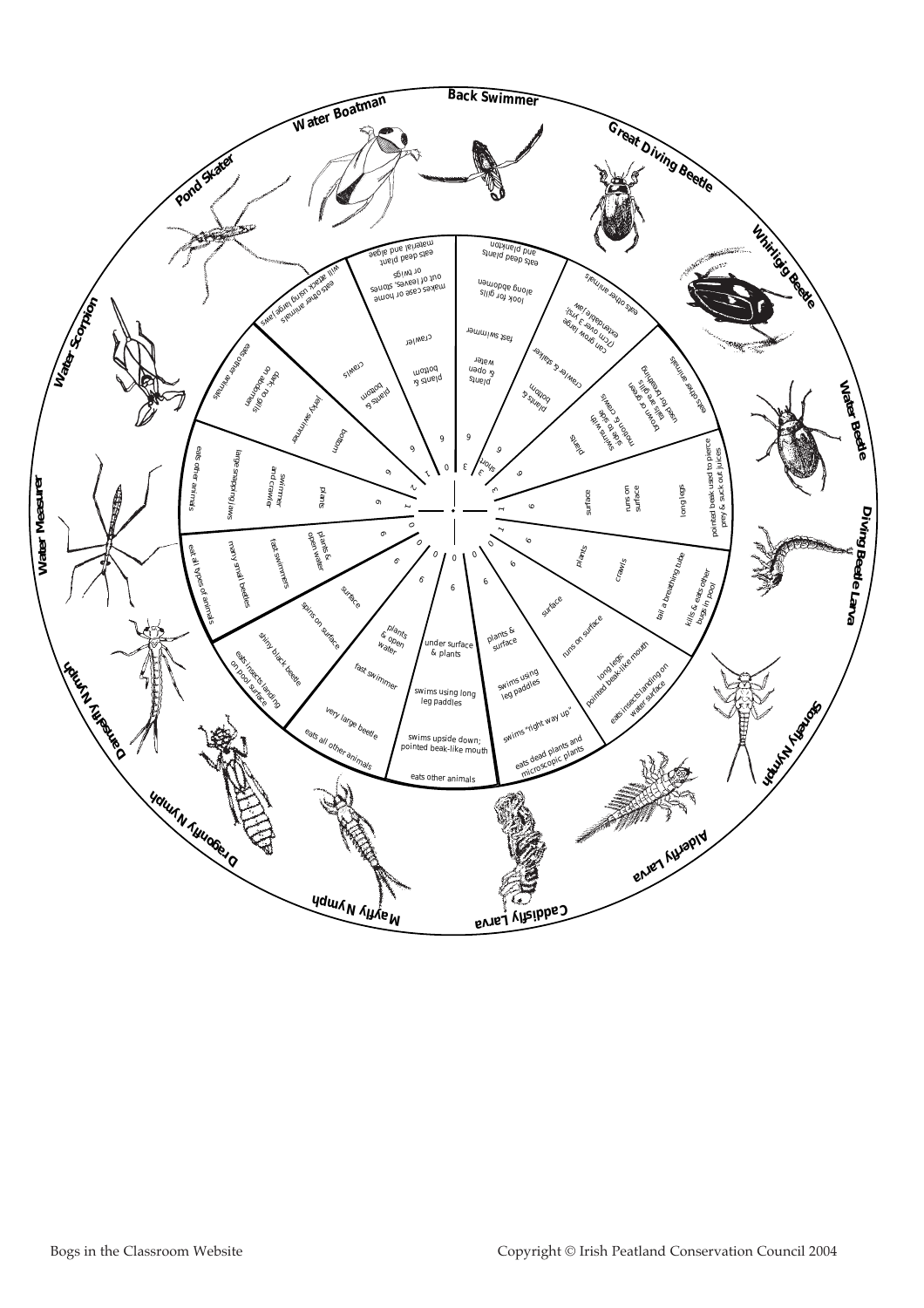**Water Boatman** · **Back Swimmer** · **Great Diving Beetle** · **Whirligig Beetle** · **Water Beetle** · **Diving Beetle Larva** · **Stonefly Nymph** · **Alderfly Larva** · **Caddisfly Larva** · **Mayfly Nymph** · **Dragonfly Nymph** · **Damselfly Nymph** · **Water Measurer** · **Water Scorpion** · **Pond Skater**

| Legs | Tails | Habitat | Movement | Features | Food |
| --- | --- | --- | --- | --- | --- |
| 6 | 3 | plants & open water | fast swimmer | look for gills along abdomen | eats dead plants and plankton |
| 6 | 3 short | plants & bottom | crawler & stalker | can grow large (7cm over 3 yrs); extendable jaw | eats other animals |
| 6 | 3 | plants | swims with side to side motion & crawls | tails are gills brown or green used for breathing | eats other animals |
| 6 | 1 | surface | runs on surface | long legs | pointed beak used to pierce prey & suck out juices |
| 6 | 0 | plants | crawls | tail a breathing tube | kills & eats other bugs in pool |
| 6 | 0 | surface | runs on surface | long legs; pointed beak-like mouth | eats insects landing on water surface |
| 6 | 0 | plants & surface | swims using leg paddles | swims "right way up" | eats dead plants and microscopic plants |
| 6 | 0 | under surface & plants | swims using long leg paddles | swims upside down; pointed beak-like mouth | eats other animals |
| 6 | 0 | plants & open water | fast swimmer | very large beetle | eats all other animals |
| 6 | 0 | surface | spins on surface | shiny black beetle | eats insects landing on pool surface |
| 6 | 0 | plants & open water | fast swimmers | many small beetles | eat all types of animals |
| 6 | 1 | plants | swimmer and crawler | large snapping jaws | eats other animals |
| 6 | 2 | bottom | jerky swimmer | dark; no gills on abdomen | eats other animals |
| 6 | 1 | plants & bottom | crawls | will attack using large jaws | eats other animals |
| 6 | 0 | plants & bottom | crawler | makes case or home out of leaves, stones or twigs | eats dead plant material and algae |

Bogs in the Classroom Website

Copyright © Irish Peatland Conservation Council 2004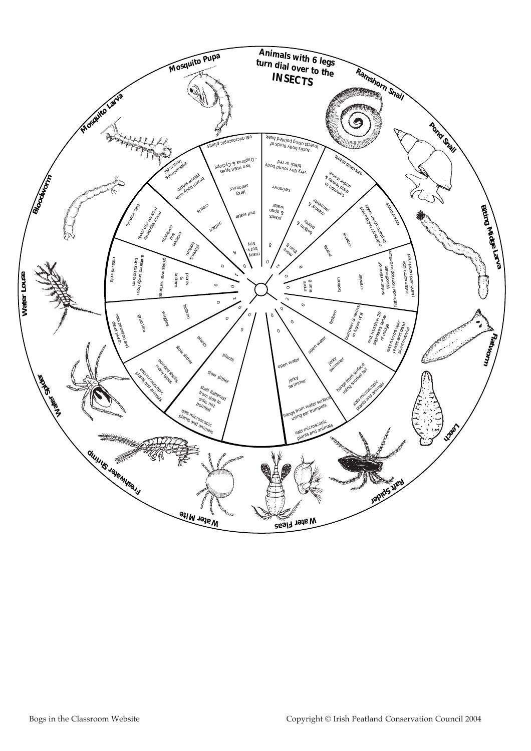Animals with 6 legs turn dial over to the **INSECTS**

Mosquito Pupa

Mosquito Larva

Bloodworm

Water Louse

Water Spider

Freshwater Shrimp

Water Mite

Water Fleas

Raft Spider

Leech

Flatworm

Biting Midge Larva

Pond Snail

Ramshorn Snail

eat microscopic plants

two main types - Daphnia & Cyclops

jerky swimmer

mid water

many v. tiny

sucks body fluids of insects using pointed beak

very tiny round body black or red

swimmer

open water & plants

8

eats dead plants

common in dead leaves & under stones

crawler & swimmer

bottom & plants

more than 8

eats animals

makes air bubble nest in plants under water

crawler

plants

8

eats microscopic plants and pond mud

water version of Woodlouse flat body from top to bottom

crawler

bottom

more than 8

eats microscopic plants and dead plant material

red less than 20 segments larva of midge

burrower & swims in figure of 8

bottom

0

eats microscopic plants and animals

hangs from surface using snorkel tail

jerky swimmer

open water

0

eats microscopic plants and animals

hangs from water surface using ear trumpets

jerky swimmer

open water

0

eats microscopic plants and animals

shell flattened from side to side, not pointed

slow slither

plants

0

eats microscopic plants and animals

pointed shells, many types

slow slither

plants

0

eats plankton and dead plants

grub-like

wriggles

bottom

0

eats animals

flattened body from top to bottom

glides over surfaces

plants & bottom

0

eats animals

many segments look for eye spots

extends and contracts

plants & bottom

0

eats animals, insects etc.

brown body with yellow stripes

crawls

surface

8

0

1

2

Bogs in the Classroom Website

Copyright © Irish Peatland Conservation Council 2004